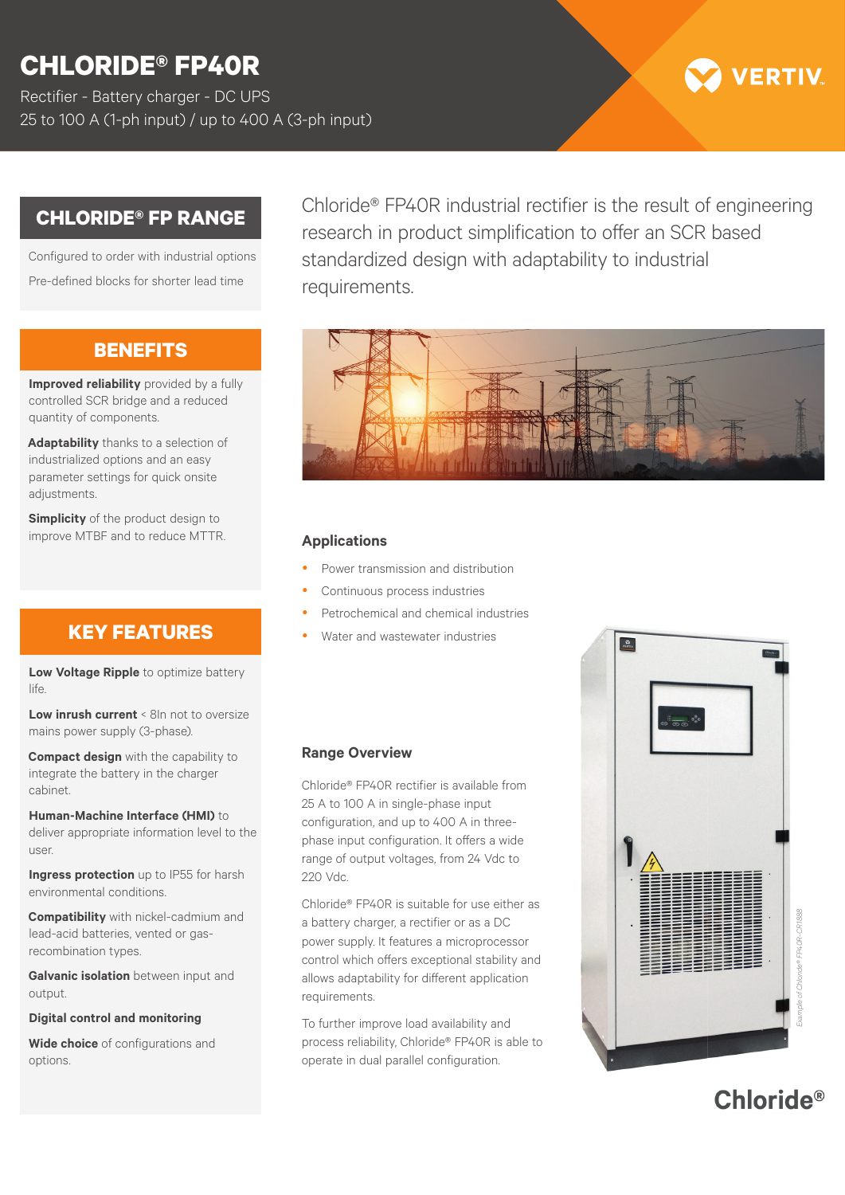# CHLORIDE® FP40R

Rectifier - Battery charger - DC UPS
25 to 100 A (1-ph input) / up to 400 A (3-ph input)

VERTIV.

## CHLORIDE® FP RANGE

Configured to order with industrial options

Pre-defined blocks for shorter lead time

## BENEFITS

**Improved reliability** provided by a fully controlled SCR bridge and a reduced quantity of components.

**Adaptability** thanks to a selection of industrialized options and an easy parameter settings for quick onsite adjustments.

**Simplicity** of the product design to improve MTBF and to reduce MTTR.

## KEY FEATURES

**Low Voltage Ripple** to optimize battery life.

**Low inrush current** < 8In not to oversize mains power supply (3-phase).

**Compact design** with the capability to integrate the battery in the charger cabinet.

**Human-Machine Interface (HMI)** to deliver appropriate information level to the user.

**Ingress protection** up to IP55 for harsh environmental conditions.

**Compatibility** with nickel-cadmium and lead-acid batteries, vented or gas-recombination types.

**Galvanic isolation** between input and output.

**Digital control and monitoring**

**Wide choice** of configurations and options.

Chloride® FP40R industrial rectifier is the result of engineering research in product simplification to offer an SCR based standardized design with adaptability to industrial requirements.

### Applications

- Power transmission and distribution
- Continuous process industries
- Petrochemical and chemical industries
- Water and wastewater industries

### Range Overview

Chloride® FP40R rectifier is available from 25 A to 100 A in single-phase input configuration, and up to 400 A in three-phase input configuration. It offers a wide range of output voltages, from 24 Vdc to 220 Vdc.

Chloride® FP40R is suitable for use either as a battery charger, a rectifier or as a DC power supply. It features a microprocessor control which offers exceptional stability and allows adaptability for different application requirements.

To further improve load availability and process reliability, Chloride® FP40R is able to operate in dual parallel configuration.

*Example of Chloride® FP40R-CR1888*

Chloride®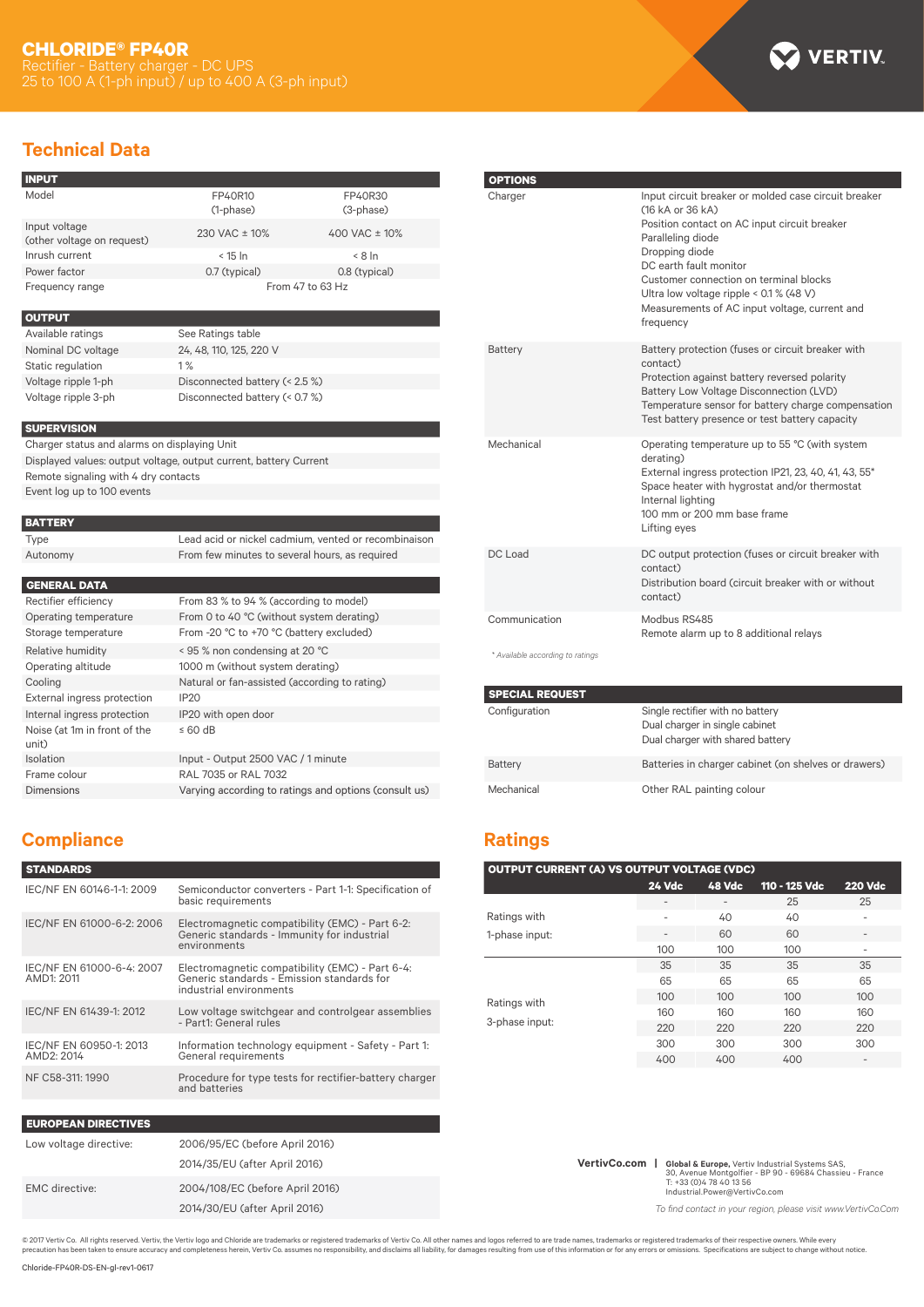# CHLORIDE® FP40R

Rectifier - Battery charger - DC UPS
25 to 100 A (1-ph input) / up to 400 A (3-ph input)

VERTIV.

## Technical Data

| INPUT | | |
|---|---|---|
| Model | FP40R10 (1-phase) | FP40R30 (3-phase) |
| Input voltage (other voltage on request) | 230 VAC ± 10% | 400 VAC ± 10% |
| Inrush current | < 15 In | < 8 In |
| Power factor | 0.7 (typical) | 0.8 (typical) |
| Frequency range | From 47 to 63 Hz | |

| OUTPUT | |
|---|---|
| Available ratings | See Ratings table |
| Nominal DC voltage | 24, 48, 110, 125, 220 V |
| Static regulation | 1 % |
| Voltage ripple 1-ph | Disconnected battery (< 2.5 %) |
| Voltage ripple 3-ph | Disconnected battery (< 0.7 %) |

| SUPERVISION |
|---|
| Charger status and alarms on displaying Unit |
| Displayed values: output voltage, output current, battery Current |
| Remote signaling with 4 dry contacts |
| Event log up to 100 events |

| BATTERY | |
|---|---|
| Type | Lead acid or nickel cadmium, vented or recombinaison |
| Autonomy | From few minutes to several hours, as required |

| GENERAL DATA | |
|---|---|
| Rectifier efficiency | From 83 % to 94 % (according to model) |
| Operating temperature | From 0 to 40 °C (without system derating) |
| Storage temperature | From -20 °C to +70 °C (battery excluded) |
| Relative humidity | < 95 % non condensing at 20 °C |
| Operating altitude | 1000 m (without system derating) |
| Cooling | Natural or fan-assisted (according to rating) |
| External ingress protection | IP20 |
| Internal ingress protection | IP20 with open door |
| Noise (at 1m in front of the unit) | ≤ 60 dB |
| Isolation | Input - Output 2500 VAC / 1 minute |
| Frame colour | RAL 7035 or RAL 7032 |
| Dimensions | Varying according to ratings and options (consult us) |

| OPTIONS | |
|---|---|
| Charger | Input circuit breaker or molded case circuit breaker (16 kA or 36 kA)<br>Position contact on AC input circuit breaker<br>Paralleling diode<br>Dropping diode<br>DC earth fault monitor<br>Customer connection on terminal blocks<br>Ultra low voltage ripple < 0.1 % (48 V)<br>Measurements of AC input voltage, current and frequency |
| Battery | Battery protection (fuses or circuit breaker with contact)<br>Protection against battery reversed polarity<br>Battery Low Voltage Disconnection (LVD)<br>Temperature sensor for battery charge compensation<br>Test battery presence or test battery capacity |
| Mechanical | Operating temperature up to 55 °C (with system derating)<br>External ingress protection IP21, 23, 40, 41, 43, 55*<br>Space heater with hygrostat and/or thermostat<br>Internal lighting<br>100 mm or 200 mm base frame<br>Lifting eyes |
| DC Load | DC output protection (fuses or circuit breaker with contact)<br>Distribution board (circuit breaker with or without contact) |
| Communication | Modbus RS485<br>Remote alarm up to 8 additional relays |

*\* Available according to ratings*

| SPECIAL REQUEST | |
|---|---|
| Configuration | Single rectifier with no battery<br>Dual charger in single cabinet<br>Dual charger with shared battery |
| Battery | Batteries in charger cabinet (on shelves or drawers) |
| Mechanical | Other RAL painting colour |

## Compliance

| STANDARDS | |
|---|---|
| IEC/NF EN 60146-1-1: 2009 | Semiconductor converters - Part 1-1: Specification of basic requirements |
| IEC/NF EN 61000-6-2: 2006 | Electromagnetic compatibility (EMC) - Part 6-2: Generic standards - Immunity for industrial environments |
| IEC/NF EN 61000-6-4: 2007 AMD1: 2011 | Electromagnetic compatibility (EMC) - Part 6-4: Generic standards - Emission standards for industrial environments |
| IEC/NF EN 61439-1: 2012 | Low voltage switchgear and controlgear assemblies - Part1: General rules |
| IEC/NF EN 60950-1: 2013 AMD2: 2014 | Information technology equipment - Safety - Part 1: General requirements |
| NF C58-311: 1990 | Procedure for type tests for rectifier-battery charger and batteries |

| EUROPEAN DIRECTIVES | |
|---|---|
| Low voltage directive: | 2006/95/EC (before April 2016)<br>2014/35/EU (after April 2016) |
| EMC directive: | 2004/108/EC (before April 2016)<br>2014/30/EU (after April 2016) |

## Ratings

| OUTPUT CURRENT (A) VS OUTPUT VOLTAGE (VDC) | 24 Vdc | 48 Vdc | 110 - 125 Vdc | 220 Vdc |
|---|---|---|---|---|
| Ratings with 1-phase input: | - | - | 25 | 25 |
| | - | 40 | 40 | - |
| | - | 60 | 60 | - |
| | 100 | 100 | 100 | - |
| Ratings with 3-phase input: | 35 | 35 | 35 | 35 |
| | 65 | 65 | 65 | 65 |
| | 100 | 100 | 100 | 100 |
| | 160 | 160 | 160 | 160 |
| | 220 | 220 | 220 | 220 |
| | 300 | 300 | 300 | 300 |
| | 400 | 400 | 400 | - |

**VertivCo.com** | **Global & Europe,** Vertiv Industrial Systems SAS, 30, Avenue Montgolfier - BP 90 - 69684 Chassieu - France
T: +33 (0)4 78 40 13 56
Industrial.Power@VertivCo.com

*To find contact in your region, please visit www.VertivCo.Com*

© 2017 Vertiv Co. All rights reserved. Vertiv, the Vertiv logo and Chloride are trademarks or registered trademarks of Vertiv Co. All other names and logos referred to are trade names, trademarks or registered trademarks of their respective owners. While every precaution has been taken to ensure accuracy and completeness herein, Vertiv Co. assumes no responsibility, and disclaims all liability, for damages resulting from use of this information or for any errors or omissions. Specifications are subject to change without notice.

Chloride-FP40R-DS-EN-gl-rev1-0617